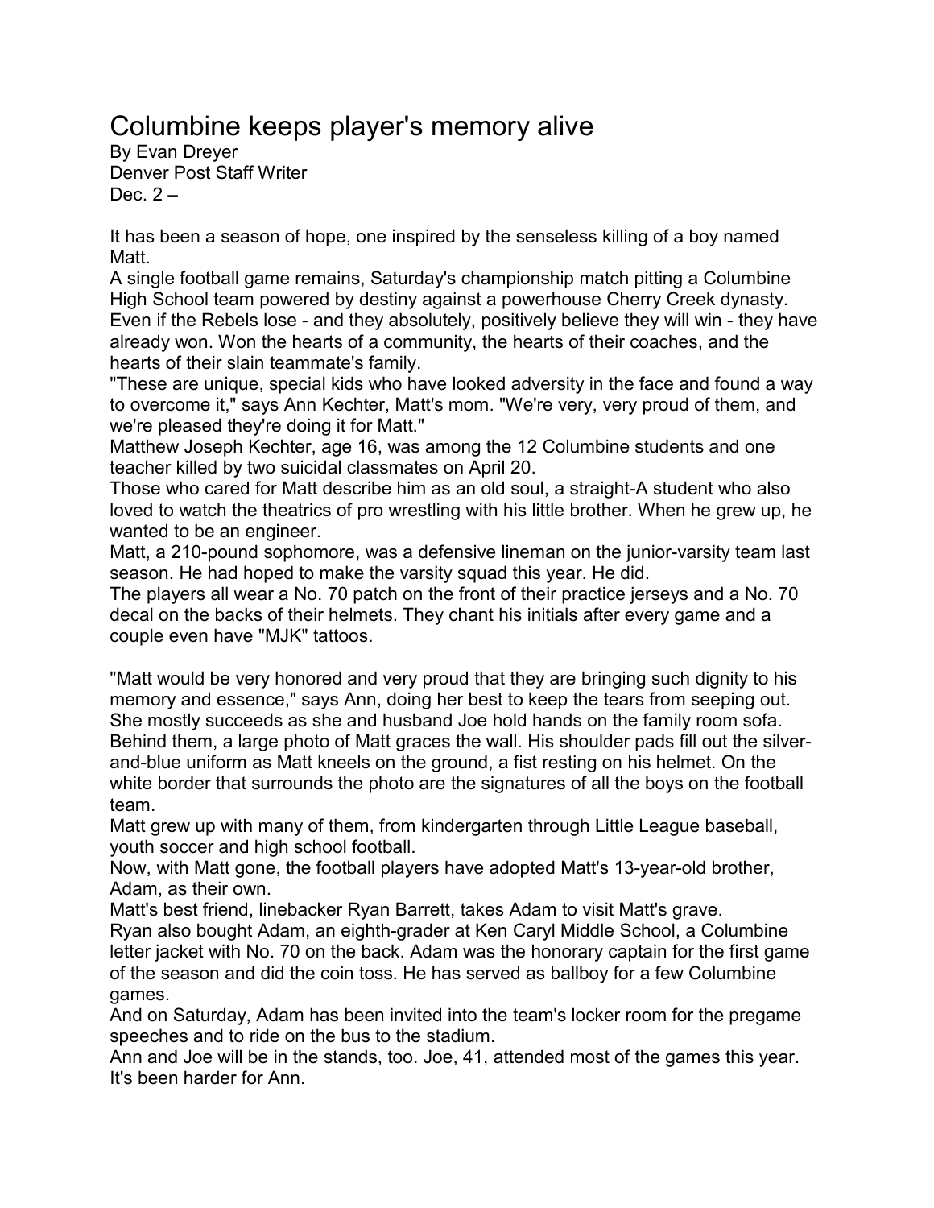# Columbine keeps player's memory alive

By Evan Dreyer
Denver Post Staff Writer
Dec. 2 –

It has been a season of hope, one inspired by the senseless killing of a boy named Matt.

A single football game remains, Saturday's championship match pitting a Columbine High School team powered by destiny against a powerhouse Cherry Creek dynasty. Even if the Rebels lose - and they absolutely, positively believe they will win - they have already won. Won the hearts of a community, the hearts of their coaches, and the hearts of their slain teammate's family.

"These are unique, special kids who have looked adversity in the face and found a way to overcome it," says Ann Kechter, Matt's mom. "We're very, very proud of them, and we're pleased they're doing it for Matt."

Matthew Joseph Kechter, age 16, was among the 12 Columbine students and one teacher killed by two suicidal classmates on April 20.

Those who cared for Matt describe him as an old soul, a straight-A student who also loved to watch the theatrics of pro wrestling with his little brother. When he grew up, he wanted to be an engineer.

Matt, a 210-pound sophomore, was a defensive lineman on the junior-varsity team last season. He had hoped to make the varsity squad this year. He did.

The players all wear a No. 70 patch on the front of their practice jerseys and a No. 70 decal on the backs of their helmets. They chant his initials after every game and a couple even have "MJK" tattoos.

"Matt would be very honored and very proud that they are bringing such dignity to his memory and essence," says Ann, doing her best to keep the tears from seeping out. She mostly succeeds as she and husband Joe hold hands on the family room sofa. Behind them, a large photo of Matt graces the wall. His shoulder pads fill out the silver-and-blue uniform as Matt kneels on the ground, a fist resting on his helmet. On the white border that surrounds the photo are the signatures of all the boys on the football team.

Matt grew up with many of them, from kindergarten through Little League baseball, youth soccer and high school football.

Now, with Matt gone, the football players have adopted Matt's 13-year-old brother, Adam, as their own.

Matt's best friend, linebacker Ryan Barrett, takes Adam to visit Matt's grave.

Ryan also bought Adam, an eighth-grader at Ken Caryl Middle School, a Columbine letter jacket with No. 70 on the back. Adam was the honorary captain for the first game of the season and did the coin toss. He has served as ballboy for a few Columbine games.

And on Saturday, Adam has been invited into the team's locker room for the pregame speeches and to ride on the bus to the stadium.

Ann and Joe will be in the stands, too. Joe, 41, attended most of the games this year. It's been harder for Ann.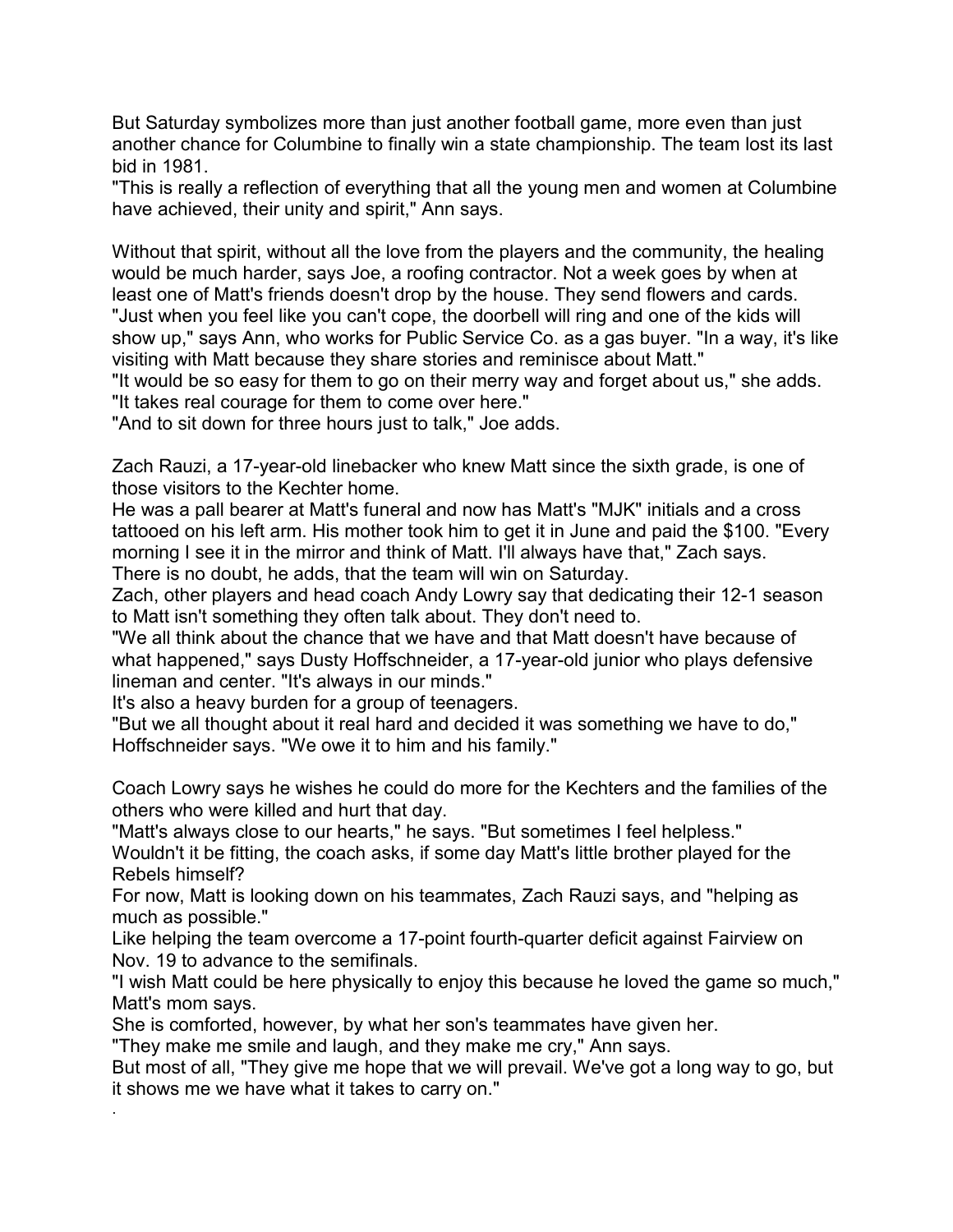But Saturday symbolizes more than just another football game, more even than just another chance for Columbine to finally win a state championship. The team lost its last bid in 1981.

"This is really a reflection of everything that all the young men and women at Columbine have achieved, their unity and spirit," Ann says.

Without that spirit, without all the love from the players and the community, the healing would be much harder, says Joe, a roofing contractor. Not a week goes by when at least one of Matt's friends doesn't drop by the house. They send flowers and cards.

"Just when you feel like you can't cope, the doorbell will ring and one of the kids will show up," says Ann, who works for Public Service Co. as a gas buyer. "In a way, it's like visiting with Matt because they share stories and reminisce about Matt."

"It would be so easy for them to go on their merry way and forget about us," she adds. "It takes real courage for them to come over here."

"And to sit down for three hours just to talk," Joe adds.

Zach Rauzi, a 17-year-old linebacker who knew Matt since the sixth grade, is one of those visitors to the Kechter home.

He was a pall bearer at Matt's funeral and now has Matt's "MJK" initials and a cross tattooed on his left arm. His mother took him to get it in June and paid the $100. "Every morning I see it in the mirror and think of Matt. I'll always have that," Zach says.

There is no doubt, he adds, that the team will win on Saturday.

Zach, other players and head coach Andy Lowry say that dedicating their 12-1 season to Matt isn't something they often talk about. They don't need to.

"We all think about the chance that we have and that Matt doesn't have because of what happened," says Dusty Hoffschneider, a 17-year-old junior who plays defensive lineman and center. "It's always in our minds."

It's also a heavy burden for a group of teenagers.

"But we all thought about it real hard and decided it was something we have to do," Hoffschneider says. "We owe it to him and his family."

Coach Lowry says he wishes he could do more for the Kechters and the families of the others who were killed and hurt that day.

"Matt's always close to our hearts," he says. "But sometimes I feel helpless."

Wouldn't it be fitting, the coach asks, if some day Matt's little brother played for the Rebels himself?

For now, Matt is looking down on his teammates, Zach Rauzi says, and "helping as much as possible."

Like helping the team overcome a 17-point fourth-quarter deficit against Fairview on Nov. 19 to advance to the semifinals.

"I wish Matt could be here physically to enjoy this because he loved the game so much," Matt's mom says.

She is comforted, however, by what her son's teammates have given her.

"They make me smile and laugh, and they make me cry," Ann says.

But most of all, "They give me hope that we will prevail. We've got a long way to go, but it shows me we have what it takes to carry on."